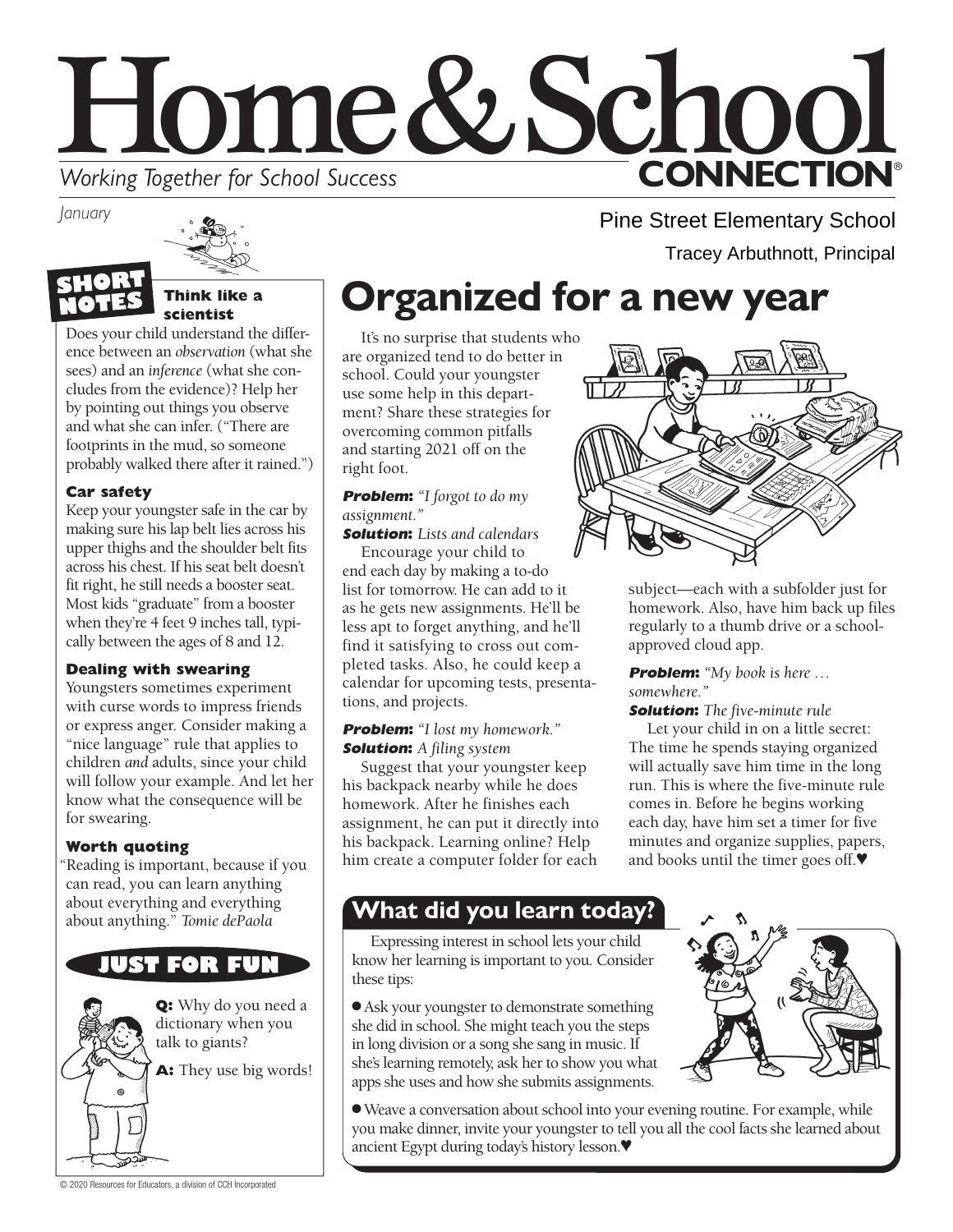# Home & School CONNECTION®

*Working Together for School Success*

*January*

Pine Street Elementary School

Tracey Arbuthnott, Principal

## SHORT NOTES

### Think like a scientist

Does your child understand the difference between an *observation* (what she sees) and an *inference* (what she concludes from the evidence)? Help her by pointing out things you observe and what she can infer. ("There are footprints in the mud, so someone probably walked there after it rained.")

### Car safety

Keep your youngster safe in the car by making sure his lap belt lies across his upper thighs and the shoulder belt fits across his chest. If his seat belt doesn't fit right, he still needs a booster seat. Most kids "graduate" from a booster when they're 4 feet 9 inches tall, typically between the ages of 8 and 12.

### Dealing with swearing

Youngsters sometimes experiment with curse words to impress friends or express anger. Consider making a "nice language" rule that applies to children *and* adults, since your child will follow your example. And let her know what the consequence will be for swearing.

### Worth quoting

"Reading is important, because if you can read, you can learn anything about everything and everything about anything." *Tomie dePaola*

## JUST FOR FUN

**Q:** Why do you need a dictionary when you talk to giants?

**A:** They use big words!

# Organized for a new year

It's no surprise that students who are organized tend to do better in school. Could your youngster use some help in this department? Share these strategies for overcoming common pitfalls and starting 2021 off on the right foot.

***Problem:*** *"I forgot to do my assignment."*
***Solution:*** *Lists and calendars*

Encourage your child to end each day by making a to-do list for tomorrow. He can add to it as he gets new assignments. He'll be less apt to forget anything, and he'll find it satisfying to cross out completed tasks. Also, he could keep a calendar for upcoming tests, presentations, and projects.

***Problem:*** *"I lost my homework."*
***Solution:*** *A filing system*

Suggest that your youngster keep his backpack nearby while he does homework. After he finishes each assignment, he can put it directly into his backpack. Learning online? Help him create a computer folder for each subject—each with a subfolder just for homework. Also, have him back up files regularly to a thumb drive or a school-approved cloud app.

***Problem:*** *"My book is here … somewhere."*
***Solution:*** *The five-minute rule*

Let your child in on a little secret: The time he spends staying organized will actually save him time in the long run. This is where the five-minute rule comes in. Before he begins working each day, have him set a timer for five minutes and organize supplies, papers, and books until the timer goes off.♥

## What did you learn today?

Expressing interest in school lets your child know her learning is important to you. Consider these tips:

- Ask your youngster to demonstrate something she did in school. She might teach you the steps in long division or a song she sang in music. If she's learning remotely, ask her to show you what apps she uses and how she submits assignments.
- Weave a conversation about school into your evening routine. For example, while you make dinner, invite your youngster to tell you all the cool facts she learned about ancient Egypt during today's history lesson.♥

© 2020 Resources for Educators, a division of CCH Incorporated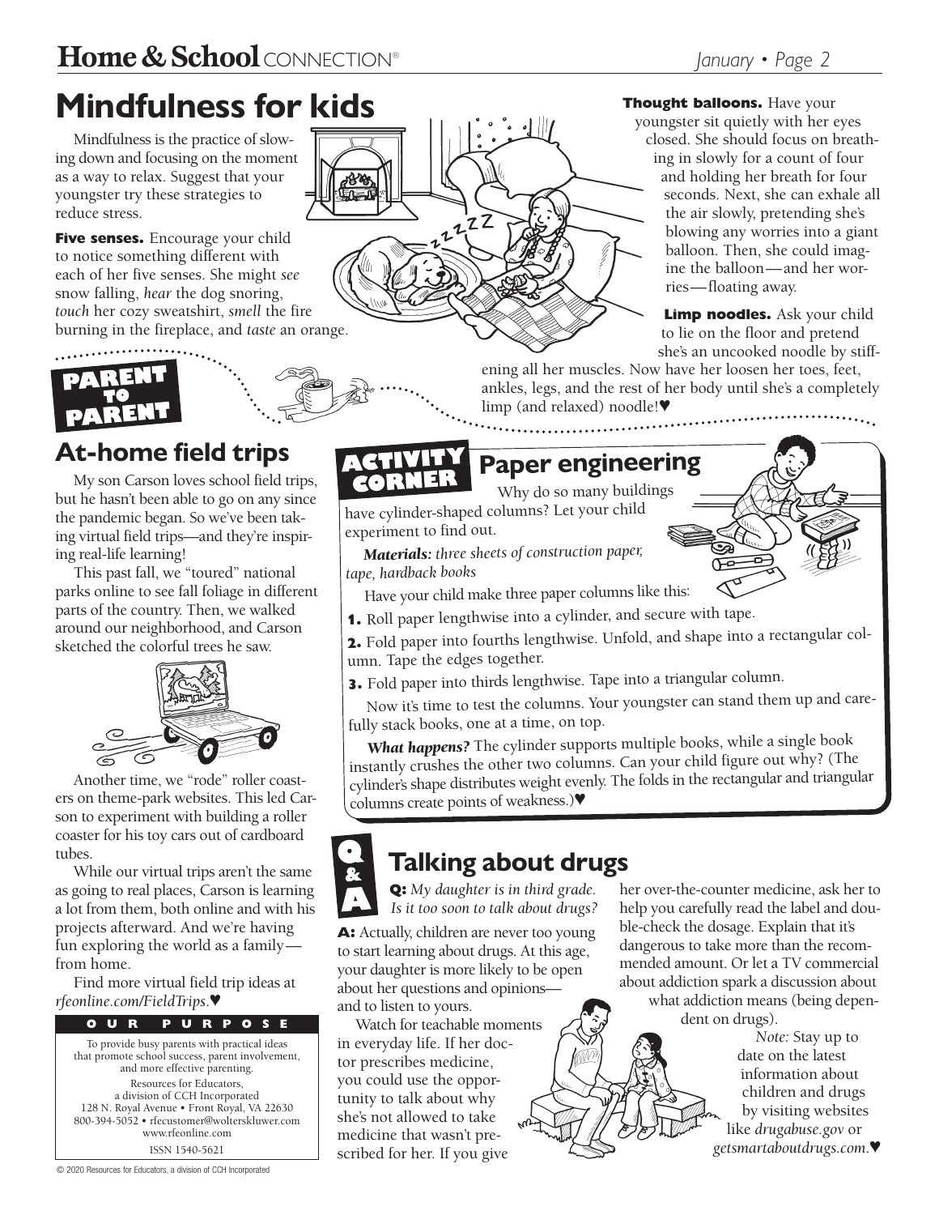# Mindfulness for kids

Mindfulness is the practice of slowing down and focusing on the moment as a way to relax. Suggest that your youngster try these strategies to reduce stress.

**Five senses.** Encourage your child to notice something different with each of her five senses. She might *see* snow falling, *hear* the dog snoring, *touch* her cozy sweatshirt, *smell* the fire burning in the fireplace, and *taste* an orange.

**Thought balloons.** Have your youngster sit quietly with her eyes closed. She should focus on breathing in slowly for a count of four and holding her breath for four seconds. Next, she can exhale all the air slowly, pretending she's blowing any worries into a giant balloon. Then, she could imagine the balloon—and her worries—floating away.

**Limp noodles.** Ask your child to lie on the floor and pretend she's an uncooked noodle by stiffening all her muscles. Now have her loosen her toes, feet, ankles, legs, and the rest of her body until she's a completely limp (and relaxed) noodle!♥

## PARENT TO PARENT

## At-home field trips

My son Carson loves school field trips, but he hasn't been able to go on any since the pandemic began. So we've been taking virtual field trips—and they're inspiring real-life learning!

This past fall, we "toured" national parks online to see fall foliage in different parts of the country. Then, we walked around our neighborhood, and Carson sketched the colorful trees he saw.

Another time, we "rode" roller coasters on theme-park websites. This led Carson to experiment with building a roller coaster for his toy cars out of cardboard tubes.

While our virtual trips aren't the same as going to real places, Carson is learning a lot from them, both online and with his projects afterward. And we're having fun exploring the world as a family—from home.

Find more virtual field trip ideas at *rfeonline.com/FieldTrips*.♥

**OUR PURPOSE**

To provide busy parents with practical ideas that promote school success, parent involvement, and more effective parenting.

Resources for Educators, a division of CCH Incorporated
128 N. Royal Avenue • Front Royal, VA 22630
800-394-5052 • rfecustomer@wolterskluwer.com
www.rfeonline.com

ISSN 1540-5621

## ACTIVITY CORNER

## Paper engineering

Why do so many buildings have cylinder-shaped columns? Let your child experiment to find out.

***Materials:*** *three sheets of construction paper, tape, hardback books*

Have your child make three paper columns like this:

**1.** Roll paper lengthwise into a cylinder, and secure with tape.

**2.** Fold paper into fourths lengthwise. Unfold, and shape into a rectangular column. Tape the edges together.

**3.** Fold paper into thirds lengthwise. Tape into a triangular column.

Now it's time to test the columns. Your youngster can stand them up and carefully stack books, one at a time, on top.

***What happens?*** The cylinder supports multiple books, while a single book instantly crushes the other two columns. Can your child figure out why? (The cylinder's shape distributes weight evenly. The folds in the rectangular and triangular columns create points of weakness.)♥

## Q & A

## Talking about drugs

**Q:** *My daughter is in third grade. Is it too soon to talk about drugs?*

**A:** Actually, children are never too young to start learning about drugs. At this age, your daughter is more likely to be open about her questions and opinions—and to listen to yours.

Watch for teachable moments in everyday life. If her doctor prescribes medicine, you could use the opportunity to talk about why she's not allowed to take medicine that wasn't prescribed for her. If you give her over-the-counter medicine, ask her to help you carefully read the label and double-check the dosage. Explain that it's dangerous to take more than the recommended amount. Or let a TV commercial about addiction spark a discussion about what addiction means (being dependent on drugs).

*Note:* Stay up to date on the latest information about children and drugs by visiting websites like *drugabuse.gov* or *getsmartaboutdrugs.com*.♥

© 2020 Resources for Educators, a division of CCH Incorporated